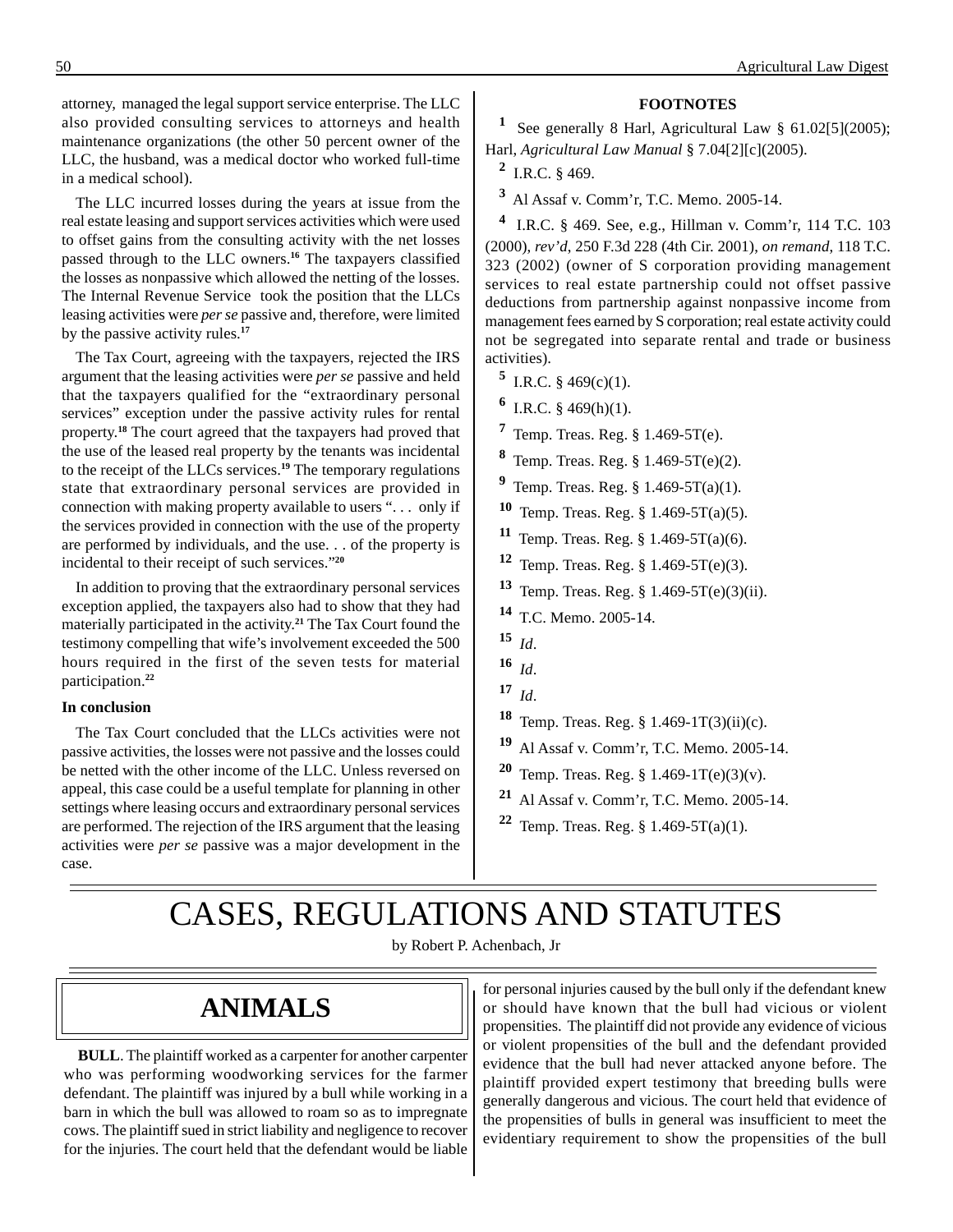attorney, managed the legal support service enterprise. The LLC also provided consulting services to attorneys and health maintenance organizations (the other 50 percent owner of the LLC, the husband, was a medical doctor who worked full-time in a medical school).

The LLC incurred losses during the years at issue from the real estate leasing and support services activities which were used to offset gains from the consulting activity with the net losses passed through to the LLC owners.[16] The taxpayers classified the losses as nonpassive which allowed the netting of the losses. The Internal Revenue Service took the position that the LLCs leasing activities were *per se* passive and, therefore, were limited by the passive activity rules.[17]

The Tax Court, agreeing with the taxpayers, rejected the IRS argument that the leasing activities were *per se* passive and held that the taxpayers qualified for the "extraordinary personal services" exception under the passive activity rules for rental property.[18] The court agreed that the taxpayers had proved that the use of the leased real property by the tenants was incidental to the receipt of the LLCs services.[19] The temporary regulations state that extraordinary personal services are provided in connection with making property available to users ". . . only if the services provided in connection with the use of the property are performed by individuals, and the use. . . of the property is incidental to their receipt of such services."[20]

In addition to proving that the extraordinary personal services exception applied, the taxpayers also had to show that they had materially participated in the activity.[21] The Tax Court found the testimony compelling that wife's involvement exceeded the 500 hours required in the first of the seven tests for material participation.[22]

**In conclusion**

The Tax Court concluded that the LLCs activities were not passive activities, the losses were not passive and the losses could be netted with the other income of the LLC. Unless reversed on appeal, this case could be a useful template for planning in other settings where leasing occurs and extraordinary personal services are performed. The rejection of the IRS argument that the leasing activities were *per se* passive was a major development in the case.

**FOOTNOTES**

1 See generally 8 Harl, Agricultural Law § 61.02[5](2005); Harl, *Agricultural Law Manual* § 7.04[2][c](2005).

2 I.R.C. § 469.

3 Al Assaf v. Comm'r, T.C. Memo. 2005-14.

4 I.R.C. § 469. See, e.g., Hillman v. Comm'r, 114 T.C. 103 (2000), *rev'd*, 250 F.3d 228 (4th Cir. 2001), *on remand*, 118 T.C. 323 (2002) (owner of S corporation providing management services to real estate partnership could not offset passive deductions from partnership against nonpassive income from management fees earned by S corporation; real estate activity could not be segregated into separate rental and trade or business activities).

5 I.R.C. § 469(c)(1).

6 I.R.C. § 469(h)(1).

7 Temp. Treas. Reg. § 1.469-5T(e).

8 Temp. Treas. Reg. § 1.469-5T(e)(2).

9 Temp. Treas. Reg. § 1.469-5T(a)(1).

10 Temp. Treas. Reg. § 1.469-5T(a)(5).

11 Temp. Treas. Reg. § 1.469-5T(a)(6).

12 Temp. Treas. Reg. § 1.469-5T(e)(3).

13 Temp. Treas. Reg. § 1.469-5T(e)(3)(ii).

14 T.C. Memo. 2005-14.

15 *Id*.

16 *Id*.

17 *Id*.

18 Temp. Treas. Reg. § 1.469-1T(3)(ii)(c).

19 Al Assaf v. Comm'r, T.C. Memo. 2005-14.

20 Temp. Treas. Reg. § 1.469-1T(e)(3)(v).

21 Al Assaf v. Comm'r, T.C. Memo. 2005-14.

22 Temp. Treas. Reg. § 1.469-5T(a)(1).

# CASES, REGULATIONS AND STATUTES

by Robert P. Achenbach, Jr

## ANIMALS

**BULL**. The plaintiff worked as a carpenter for another carpenter who was performing woodworking services for the farmer defendant. The plaintiff was injured by a bull while working in a barn in which the bull was allowed to roam so as to impregnate cows. The plaintiff sued in strict liability and negligence to recover for the injuries. The court held that the defendant would be liable for personal injuries caused by the bull only if the defendant knew or should have known that the bull had vicious or violent propensities. The plaintiff did not provide any evidence of vicious or violent propensities of the bull and the defendant provided evidence that the bull had never attacked anyone before. The plaintiff provided expert testimony that breeding bulls were generally dangerous and vicious. The court held that evidence of the propensities of bulls in general was insufficient to meet the evidentiary requirement to show the propensities of the bull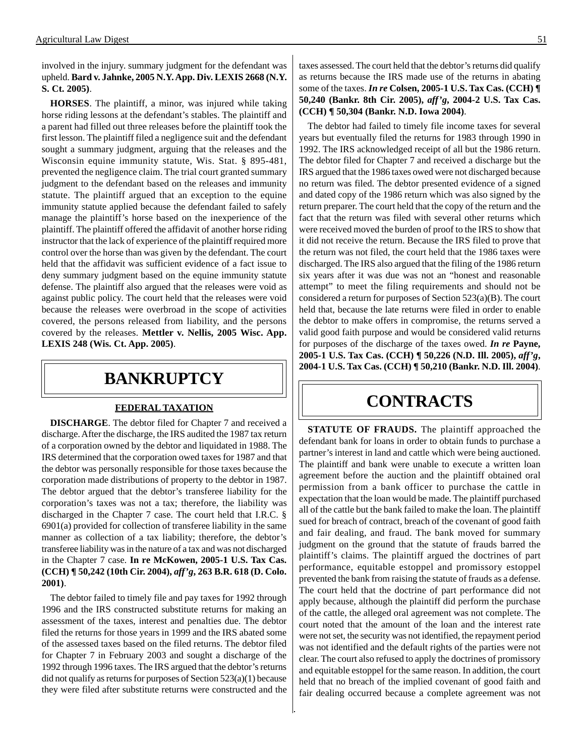involved in the injury. summary judgment for the defendant was upheld. **Bard v. Jahnke, 2005 N.Y. App. Div. LEXIS 2668 (N.Y. S. Ct. 2005)**.

**HORSES**. The plaintiff, a minor, was injured while taking horse riding lessons at the defendant's stables. The plaintiff and a parent had filled out three releases before the plaintiff took the first lesson. The plaintiff filed a negligence suit and the defendant sought a summary judgment, arguing that the releases and the Wisconsin equine immunity statute, Wis. Stat. § 895-481, prevented the negligence claim. The trial court granted summary judgment to the defendant based on the releases and immunity statute. The plaintiff argued that an exception to the equine immunity statute applied because the defendant failed to safely manage the plaintiff's horse based on the inexperience of the plaintiff. The plaintiff offered the affidavit of another horse riding instructor that the lack of experience of the plaintiff required more control over the horse than was given by the defendant. The court held that the affidavit was sufficient evidence of a fact issue to deny summary judgment based on the equine immunity statute defense. The plaintiff also argued that the releases were void as against public policy. The court held that the releases were void because the releases were overbroad in the scope of activities covered, the persons released from liability, and the persons covered by the releases. **Mettler v. Nellis, 2005 Wisc. App. LEXIS 248 (Wis. Ct. App. 2005)**.

# BANKRUPTCY

## FEDERAL TAXATION

**DISCHARGE**. The debtor filed for Chapter 7 and received a discharge. After the discharge, the IRS audited the 1987 tax return of a corporation owned by the debtor and liquidated in 1988. The IRS determined that the corporation owed taxes for 1987 and that the debtor was personally responsible for those taxes because the corporation made distributions of property to the debtor in 1987. The debtor argued that the debtor's transferee liability for the corporation's taxes was not a tax; therefore, the liability was discharged in the Chapter 7 case. The court held that I.R.C. § 6901(a) provided for collection of transferee liability in the same manner as collection of a tax liability; therefore, the debtor's transferee liability was in the nature of a tax and was not discharged in the Chapter 7 case. **In re McKowen, 2005-1 U.S. Tax Cas. (CCH) ¶ 50,242 (10th Cir. 2004), *aff'g*, 263 B.R. 618 (D. Colo. 2001)**.

The debtor failed to timely file and pay taxes for 1992 through 1996 and the IRS constructed substitute returns for making an assessment of the taxes, interest and penalties due. The debtor filed the returns for those years in 1999 and the IRS abated some of the assessed taxes based on the filed returns. The debtor filed for Chapter 7 in February 2003 and sought a discharge of the 1992 through 1996 taxes. The IRS argued that the debtor's returns did not qualify as returns for purposes of Section 523(a)(1) because they were filed after substitute returns were constructed and the taxes assessed. The court held that the debtor's returns did qualify as returns because the IRS made use of the returns in abating some of the taxes. ***In re* Colsen, 2005-1 U.S. Tax Cas. (CCH) ¶ 50,240 (Bankr. 8th Cir. 2005), *aff'g*, 2004-2 U.S. Tax Cas. (CCH) ¶ 50,304 (Bankr. N.D. Iowa 2004)**.

The debtor had failed to timely file income taxes for several years but eventually filed the returns for 1983 through 1990 in 1992. The IRS acknowledged receipt of all but the 1986 return. The debtor filed for Chapter 7 and received a discharge but the IRS argued that the 1986 taxes owed were not discharged because no return was filed. The debtor presented evidence of a signed and dated copy of the 1986 return which was also signed by the return preparer. The court held that the copy of the return and the fact that the return was filed with several other returns which were received moved the burden of proof to the IRS to show that it did not receive the return. Because the IRS filed to prove that the return was not filed, the court held that the 1986 taxes were discharged. The IRS also argued that the filing of the 1986 return six years after it was due was not an "honest and reasonable attempt" to meet the filing requirements and should not be considered a return for purposes of Section 523(a)(B). The court held that, because the late returns were filed in order to enable the debtor to make offers in compromise, the returns served a valid good faith purpose and would be considered valid returns for purposes of the discharge of the taxes owed. ***In re* Payne, 2005-1 U.S. Tax Cas. (CCH) ¶ 50,226 (N.D. Ill. 2005), *aff'g*, 2004-1 U.S. Tax Cas. (CCH) ¶ 50,210 (Bankr. N.D. Ill. 2004)**.

# CONTRACTS

**STATUTE OF FRAUDS.** The plaintiff approached the defendant bank for loans in order to obtain funds to purchase a partner's interest in land and cattle which were being auctioned. The plaintiff and bank were unable to execute a written loan agreement before the auction and the plaintiff obtained oral permission from a bank officer to purchase the cattle in expectation that the loan would be made. The plaintiff purchased all of the cattle but the bank failed to make the loan. The plaintiff sued for breach of contract, breach of the covenant of good faith and fair dealing, and fraud. The bank moved for summary judgment on the ground that the statute of frauds barred the plaintiff's claims. The plaintiff argued the doctrines of part performance, equitable estoppel and promissory estoppel prevented the bank from raising the statute of frauds as a defense. The court held that the doctrine of part performance did not apply because, although the plaintiff did perform the purchase of the cattle, the alleged oral agreement was not complete. The court noted that the amount of the loan and the interest rate were not set, the security was not identified, the repayment period was not identified and the default rights of the parties were not clear. The court also refused to apply the doctrines of promissory and equitable estoppel for the same reason. In addition, the court held that no breach of the implied covenant of good faith and fair dealing occurred because a complete agreement was not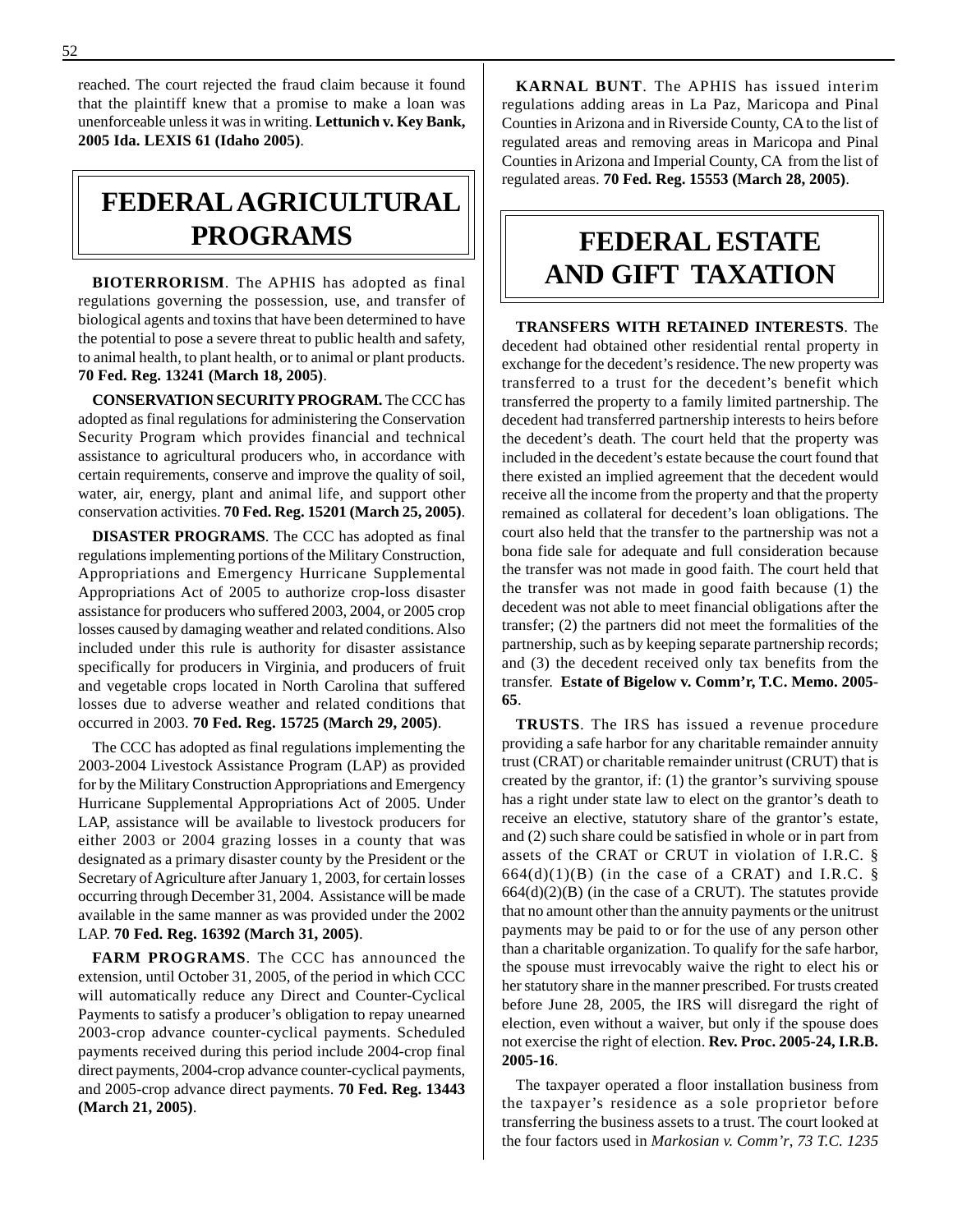reached. The court rejected the fraud claim because it found that the plaintiff knew that a promise to make a loan was unenforceable unless it was in writing. **Lettunich v. Key Bank, 2005 Ida. LEXIS 61 (Idaho 2005)**.

# FEDERAL AGRICULTURAL PROGRAMS

**BIOTERRORISM**. The APHIS has adopted as final regulations governing the possession, use, and transfer of biological agents and toxins that have been determined to have the potential to pose a severe threat to public health and safety, to animal health, to plant health, or to animal or plant products. **70 Fed. Reg. 13241 (March 18, 2005)**.

**CONSERVATION SECURITY PROGRAM.** The CCC has adopted as final regulations for administering the Conservation Security Program which provides financial and technical assistance to agricultural producers who, in accordance with certain requirements, conserve and improve the quality of soil, water, air, energy, plant and animal life, and support other conservation activities. **70 Fed. Reg. 15201 (March 25, 2005)**.

**DISASTER PROGRAMS**. The CCC has adopted as final regulations implementing portions of the Military Construction, Appropriations and Emergency Hurricane Supplemental Appropriations Act of 2005 to authorize crop-loss disaster assistance for producers who suffered 2003, 2004, or 2005 crop losses caused by damaging weather and related conditions. Also included under this rule is authority for disaster assistance specifically for producers in Virginia, and producers of fruit and vegetable crops located in North Carolina that suffered losses due to adverse weather and related conditions that occurred in 2003. **70 Fed. Reg. 15725 (March 29, 2005)**.

The CCC has adopted as final regulations implementing the 2003-2004 Livestock Assistance Program (LAP) as provided for by the Military Construction Appropriations and Emergency Hurricane Supplemental Appropriations Act of 2005. Under LAP, assistance will be available to livestock producers for either 2003 or 2004 grazing losses in a county that was designated as a primary disaster county by the President or the Secretary of Agriculture after January 1, 2003, for certain losses occurring through December 31, 2004. Assistance will be made available in the same manner as was provided under the 2002 LAP. **70 Fed. Reg. 16392 (March 31, 2005)**.

**FARM PROGRAMS**. The CCC has announced the extension, until October 31, 2005, of the period in which CCC will automatically reduce any Direct and Counter-Cyclical Payments to satisfy a producer's obligation to repay unearned 2003-crop advance counter-cyclical payments. Scheduled payments received during this period include 2004-crop final direct payments, 2004-crop advance counter-cyclical payments, and 2005-crop advance direct payments. **70 Fed. Reg. 13443 (March 21, 2005)**.

**KARNAL BUNT**. The APHIS has issued interim regulations adding areas in La Paz, Maricopa and Pinal Counties in Arizona and in Riverside County, CA to the list of regulated areas and removing areas in Maricopa and Pinal Counties in Arizona and Imperial County, CA from the list of regulated areas. **70 Fed. Reg. 15553 (March 28, 2005)**.

# FEDERAL ESTATE AND GIFT TAXATION

**TRANSFERS WITH RETAINED INTERESTS**. The decedent had obtained other residential rental property in exchange for the decedent's residence. The new property was transferred to a trust for the decedent's benefit which transferred the property to a family limited partnership. The decedent had transferred partnership interests to heirs before the decedent's death. The court held that the property was included in the decedent's estate because the court found that there existed an implied agreement that the decedent would receive all the income from the property and that the property remained as collateral for decedent's loan obligations. The court also held that the transfer to the partnership was not a bona fide sale for adequate and full consideration because the transfer was not made in good faith. The court held that the transfer was not made in good faith because (1) the decedent was not able to meet financial obligations after the transfer; (2) the partners did not meet the formalities of the partnership, such as by keeping separate partnership records; and (3) the decedent received only tax benefits from the transfer. **Estate of Bigelow v. Comm'r, T.C. Memo. 2005-65**.

**TRUSTS**. The IRS has issued a revenue procedure providing a safe harbor for any charitable remainder annuity trust (CRAT) or charitable remainder unitrust (CRUT) that is created by the grantor, if: (1) the grantor's surviving spouse has a right under state law to elect on the grantor's death to receive an elective, statutory share of the grantor's estate, and (2) such share could be satisfied in whole or in part from assets of the CRAT or CRUT in violation of I.R.C. § 664(d)(1)(B) (in the case of a CRAT) and I.R.C. § 664(d)(2)(B) (in the case of a CRUT). The statutes provide that no amount other than the annuity payments or the unitrust payments may be paid to or for the use of any person other than a charitable organization. To qualify for the safe harbor, the spouse must irrevocably waive the right to elect his or her statutory share in the manner prescribed. For trusts created before June 28, 2005, the IRS will disregard the right of election, even without a waiver, but only if the spouse does not exercise the right of election. **Rev. Proc. 2005-24, I.R.B. 2005-16**.

The taxpayer operated a floor installation business from the taxpayer's residence as a sole proprietor before transferring the business assets to a trust. The court looked at the four factors used in *Markosian v. Comm'r, 73 T.C. 1235*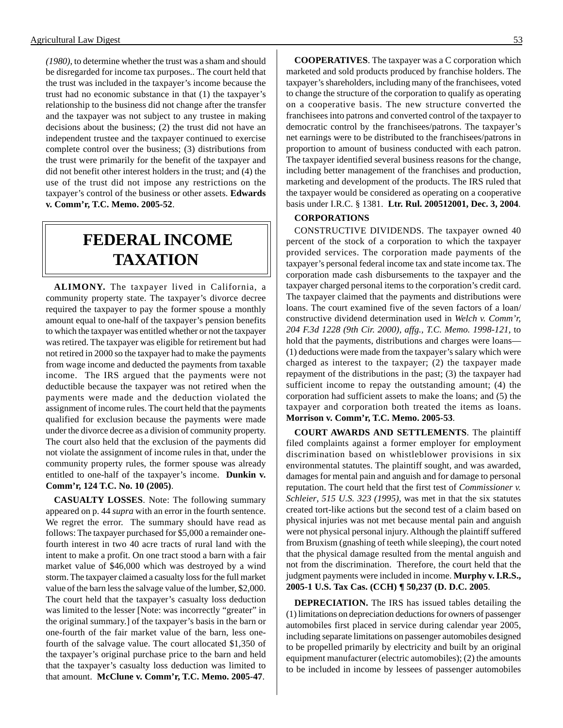*(1980)*, to determine whether the trust was a sham and should be disregarded for income tax purposes.. The court held that the trust was included in the taxpayer's income because the trust had no economic substance in that (1) the taxpayer's relationship to the business did not change after the transfer and the taxpayer was not subject to any trustee in making decisions about the business; (2) the trust did not have an independent trustee and the taxpayer continued to exercise complete control over the business; (3) distributions from the trust were primarily for the benefit of the taxpayer and did not benefit other interest holders in the trust; and (4) the use of the trust did not impose any restrictions on the taxpayer's control of the business or other assets. **Edwards v. Comm'r, T.C. Memo. 2005-52**.

# FEDERAL INCOME TAXATION

**ALIMONY.** The taxpayer lived in California, a community property state. The taxpayer's divorce decree required the taxpayer to pay the former spouse a monthly amount equal to one-half of the taxpayer's pension benefits to which the taxpayer was entitled whether or not the taxpayer was retired. The taxpayer was eligible for retirement but had not retired in 2000 so the taxpayer had to make the payments from wage income and deducted the payments from taxable income. The IRS argued that the payments were not deductible because the taxpayer was not retired when the payments were made and the deduction violated the assignment of income rules. The court held that the payments qualified for exclusion because the payments were made under the divorce decree as a division of community property. The court also held that the exclusion of the payments did not violate the assignment of income rules in that, under the community property rules, the former spouse was already entitled to one-half of the taxpayer's income. **Dunkin v. Comm'r, 124 T.C. No. 10 (2005)**.

**CASUALTY LOSSES**. Note: The following summary appeared on p. 44 *supra* with an error in the fourth sentence. We regret the error. The summary should have read as follows: The taxpayer purchased for $5,000 a remainder one-fourth interest in two 40 acre tracts of rural land with the intent to make a profit. On one tract stood a barn with a fair market value of $46,000 which was destroyed by a wind storm. The taxpayer claimed a casualty loss for the full market value of the barn less the salvage value of the lumber, $2,000. The court held that the taxpayer's casualty loss deduction was limited to the lesser [Note: was incorrectly "greater" in the original summary.] of the taxpayer's basis in the barn or one-fourth of the fair market value of the barn, less one-fourth of the salvage value. The court allocated $1,350 of the taxpayer's original purchase price to the barn and held that the taxpayer's casualty loss deduction was limited to that amount. **McClune v. Comm'r, T.C. Memo. 2005-47**.

**COOPERATIVES**. The taxpayer was a C corporation which marketed and sold products produced by franchise holders. The taxpayer's shareholders, including many of the franchisees, voted to change the structure of the corporation to qualify as operating on a cooperative basis. The new structure converted the franchisees into patrons and converted control of the taxpayer to democratic control by the franchisees/patrons. The taxpayer's net earnings were to be distributed to the franchisees/patrons in proportion to amount of business conducted with each patron. The taxpayer identified several business reasons for the change, including better management of the franchises and production, marketing and development of the products. The IRS ruled that the taxpayer would be considered as operating on a cooperative basis under I.R.C. § 1381. **Ltr. Rul. 200512001, Dec. 3, 2004**.

**CORPORATIONS**

CONSTRUCTIVE DIVIDENDS. The taxpayer owned 40 percent of the stock of a corporation to which the taxpayer provided services. The corporation made payments of the taxpayer's personal federal income tax and state income tax. The corporation made cash disbursements to the taxpayer and the taxpayer charged personal items to the corporation's credit card. The taxpayer claimed that the payments and distributions were loans. The court examined five of the seven factors of a loan/constructive dividend determination used in *Welch v. Comm'r, 204 F.3d 1228 (9th Cir. 2000), affg., T.C. Memo. 1998-121*, to hold that the payments, distributions and charges were loans—(1) deductions were made from the taxpayer's salary which were charged as interest to the taxpayer; (2) the taxpayer made repayment of the distributions in the past; (3) the taxpayer had sufficient income to repay the outstanding amount; (4) the corporation had sufficient assets to make the loans; and (5) the taxpayer and corporation both treated the items as loans. **Morrison v. Comm'r, T.C. Memo. 2005-53**.

**COURT AWARDS AND SETTLEMENTS**. The plaintiff filed complaints against a former employer for employment discrimination based on whistleblower provisions in six environmental statutes. The plaintiff sought, and was awarded, damages for mental pain and anguish and for damage to personal reputation. The court held that the first test of *Commissioner v. Schleier, 515 U.S. 323 (1995)*, was met in that the six statutes created tort-like actions but the second test of a claim based on physical injuries was not met because mental pain and anguish were not physical personal injury. Although the plaintiff suffered from Bruxism (gnashing of teeth while sleeping), the court noted that the physical damage resulted from the mental anguish and not from the discrimination. Therefore, the court held that the judgment payments were included in income. **Murphy v. I.R.S., 2005-1 U.S. Tax Cas. (CCH) ¶ 50,237 (D. D.C. 2005**.

**DEPRECIATION.** The IRS has issued tables detailing the (1) limitations on depreciation deductions for owners of passenger automobiles first placed in service during calendar year 2005, including separate limitations on passenger automobiles designed to be propelled primarily by electricity and built by an original equipment manufacturer (electric automobiles); (2) the amounts to be included in income by lessees of passenger automobiles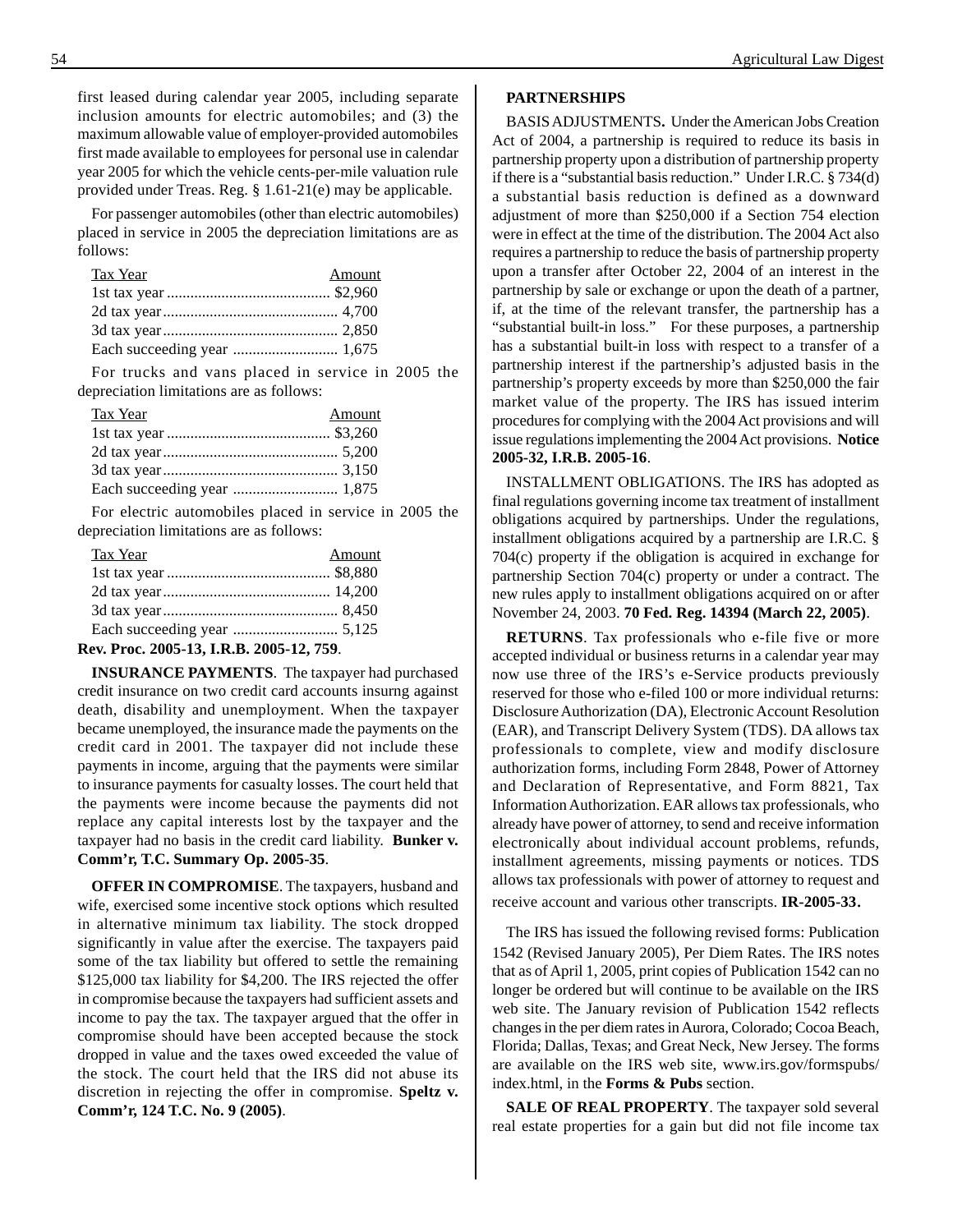first leased during calendar year 2005, including separate inclusion amounts for electric automobiles; and (3) the maximum allowable value of employer-provided automobiles first made available to employees for personal use in calendar year 2005 for which the vehicle cents-per-mile valuation rule provided under Treas. Reg. § 1.61-21(e) may be applicable.

For passenger automobiles (other than electric automobiles) placed in service in 2005 the depreciation limitations are as follows:

| Tax Year | Amount |
|---|---|
| 1st tax year | $2,960 |
| 2d tax year | 4,700 |
| 3d tax year | 2,850 |
| Each succeeding year | 1,675 |

For trucks and vans placed in service in 2005 the depreciation limitations are as follows:

| Tax Year | Amount |
|---|---|
| 1st tax year | $3,260 |
| 2d tax year | 5,200 |
| 3d tax year | 3,150 |
| Each succeeding year | 1,875 |

For electric automobiles placed in service in 2005 the depreciation limitations are as follows:

| Tax Year | Amount |
|---|---|
| 1st tax year | $8,880 |
| 2d tax year | 14,200 |
| 3d tax year | 8,450 |
| Each succeeding year | 5,125 |

**Rev. Proc. 2005-13, I.R.B. 2005-12, 759**.

**INSURANCE PAYMENTS**. The taxpayer had purchased credit insurance on two credit card accounts insurng against death, disability and unemployment. When the taxpayer became unemployed, the insurance made the payments on the credit card in 2001. The taxpayer did not include these payments in income, arguing that the payments were similar to insurance payments for casualty losses. The court held that the payments were income because the payments did not replace any capital interests lost by the taxpayer and the taxpayer had no basis in the credit card liability. **Bunker v. Comm'r, T.C. Summary Op. 2005-35**.

**OFFER IN COMPROMISE**. The taxpayers, husband and wife, exercised some incentive stock options which resulted in alternative minimum tax liability. The stock dropped significantly in value after the exercise. The taxpayers paid some of the tax liability but offered to settle the remaining $125,000 tax liability for $4,200. The IRS rejected the offer in compromise because the taxpayers had sufficient assets and income to pay the tax. The taxpayer argued that the offer in compromise should have been accepted because the stock dropped in value and the taxes owed exceeded the value of the stock. The court held that the IRS did not abuse its discretion in rejecting the offer in compromise. **Speltz v. Comm'r, 124 T.C. No. 9 (2005)**.

**PARTNERSHIPS**

BASIS ADJUSTMENTS**.** Under the American Jobs Creation Act of 2004, a partnership is required to reduce its basis in partnership property upon a distribution of partnership property if there is a "substantial basis reduction." Under I.R.C. § 734(d) a substantial basis reduction is defined as a downward adjustment of more than $250,000 if a Section 754 election were in effect at the time of the distribution. The 2004 Act also requires a partnership to reduce the basis of partnership property upon a transfer after October 22, 2004 of an interest in the partnership by sale or exchange or upon the death of a partner, if, at the time of the relevant transfer, the partnership has a "substantial built-in loss." For these purposes, a partnership has a substantial built-in loss with respect to a transfer of a partnership interest if the partnership's adjusted basis in the partnership's property exceeds by more than $250,000 the fair market value of the property. The IRS has issued interim procedures for complying with the 2004 Act provisions and will issue regulations implementing the 2004 Act provisions. **Notice 2005-32, I.R.B. 2005-16**.

INSTALLMENT OBLIGATIONS. The IRS has adopted as final regulations governing income tax treatment of installment obligations acquired by partnerships. Under the regulations, installment obligations acquired by a partnership are I.R.C. § 704(c) property if the obligation is acquired in exchange for partnership Section 704(c) property or under a contract. The new rules apply to installment obligations acquired on or after November 24, 2003. **70 Fed. Reg. 14394 (March 22, 2005)**.

**RETURNS**. Tax professionals who e-file five or more accepted individual or business returns in a calendar year may now use three of the IRS's e-Service products previously reserved for those who e-filed 100 or more individual returns: Disclosure Authorization (DA), Electronic Account Resolution (EAR), and Transcript Delivery System (TDS). DA allows tax professionals to complete, view and modify disclosure authorization forms, including Form 2848, Power of Attorney and Declaration of Representative, and Form 8821, Tax Information Authorization. EAR allows tax professionals, who already have power of attorney, to send and receive information electronically about individual account problems, refunds, installment agreements, missing payments or notices. TDS allows tax professionals with power of attorney to request and receive account and various other transcripts. **IR-2005-33.**

The IRS has issued the following revised forms: Publication 1542 (Revised January 2005), Per Diem Rates. The IRS notes that as of April 1, 2005, print copies of Publication 1542 can no longer be ordered but will continue to be available on the IRS web site. The January revision of Publication 1542 reflects changes in the per diem rates in Aurora, Colorado; Cocoa Beach, Florida; Dallas, Texas; and Great Neck, New Jersey. The forms are available on the IRS web site, www.irs.gov/formspubs/index.html, in the **Forms & Pubs** section.

**SALE OF REAL PROPERTY**. The taxpayer sold several real estate properties for a gain but did not file income tax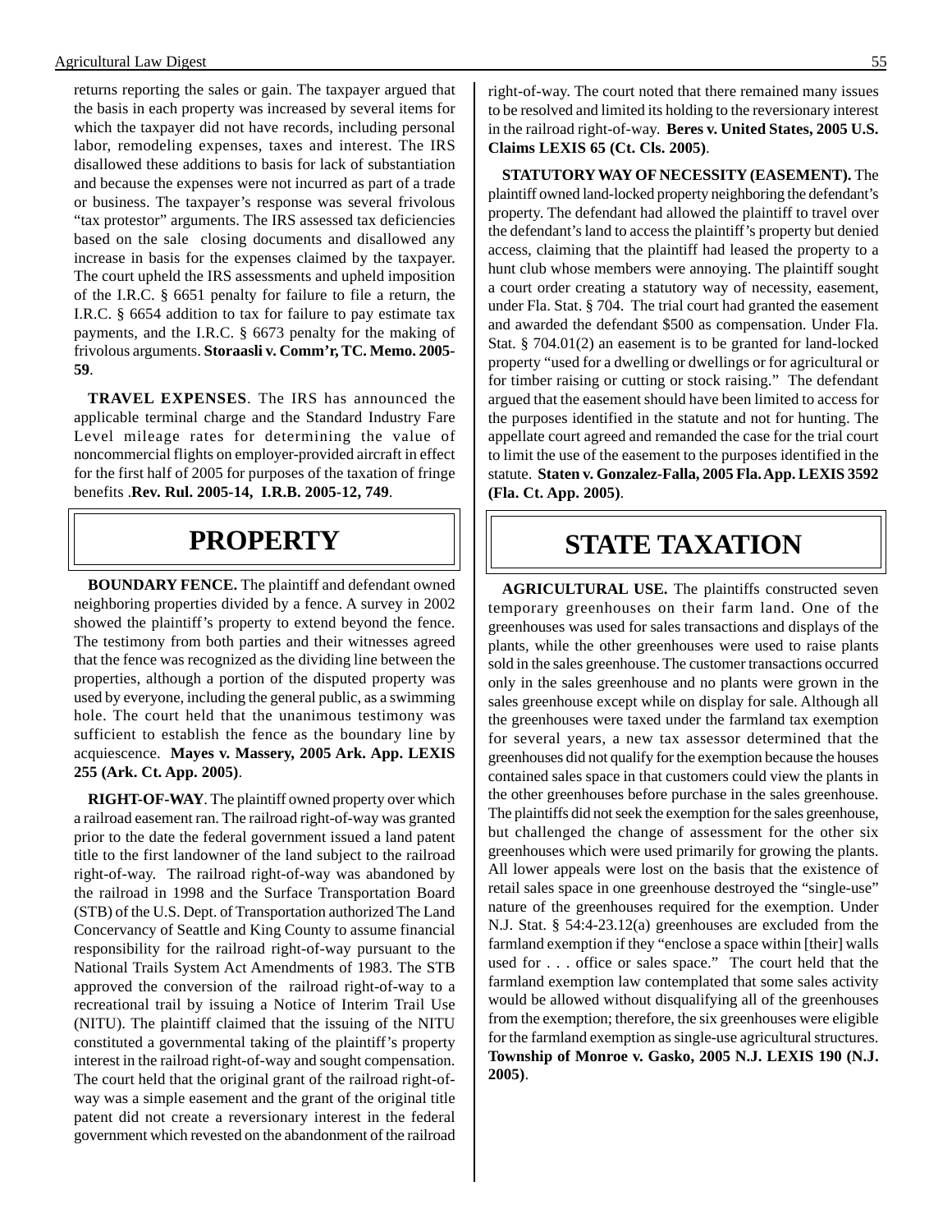returns reporting the sales or gain. The taxpayer argued that the basis in each property was increased by several items for which the taxpayer did not have records, including personal labor, remodeling expenses, taxes and interest. The IRS disallowed these additions to basis for lack of substantiation and because the expenses were not incurred as part of a trade or business. The taxpayer's response was several frivolous "tax protestor" arguments. The IRS assessed tax deficiencies based on the sale closing documents and disallowed any increase in basis for the expenses claimed by the taxpayer. The court upheld the IRS assessments and upheld imposition of the I.R.C. § 6651 penalty for failure to file a return, the I.R.C. § 6654 addition to tax for failure to pay estimate tax payments, and the I.R.C. § 6673 penalty for the making of frivolous arguments. **Storaasli v. Comm'r, TC. Memo. 2005-59**.

**TRAVEL EXPENSES**. The IRS has announced the applicable terminal charge and the Standard Industry Fare Level mileage rates for determining the value of noncommercial flights on employer-provided aircraft in effect for the first half of 2005 for purposes of the taxation of fringe benefits .**Rev. Rul. 2005-14, I.R.B. 2005-12, 749**.

# PROPERTY

**BOUNDARY FENCE.** The plaintiff and defendant owned neighboring properties divided by a fence. A survey in 2002 showed the plaintiff's property to extend beyond the fence. The testimony from both parties and their witnesses agreed that the fence was recognized as the dividing line between the properties, although a portion of the disputed property was used by everyone, including the general public, as a swimming hole. The court held that the unanimous testimony was sufficient to establish the fence as the boundary line by acquiescence. **Mayes v. Massery, 2005 Ark. App. LEXIS 255 (Ark. Ct. App. 2005)**.

**RIGHT-OF-WAY**. The plaintiff owned property over which a railroad easement ran. The railroad right-of-way was granted prior to the date the federal government issued a land patent title to the first landowner of the land subject to the railroad right-of-way. The railroad right-of-way was abandoned by the railroad in 1998 and the Surface Transportation Board (STB) of the U.S. Dept. of Transportation authorized The Land Concervancy of Seattle and King County to assume financial responsibility for the railroad right-of-way pursuant to the National Trails System Act Amendments of 1983. The STB approved the conversion of the railroad right-of-way to a recreational trail by issuing a Notice of Interim Trail Use (NITU). The plaintiff claimed that the issuing of the NITU constituted a governmental taking of the plaintiff's property interest in the railroad right-of-way and sought compensation. The court held that the original grant of the railroad right-of-way was a simple easement and the grant of the original title patent did not create a reversionary interest in the federal government which revested on the abandonment of the railroad right-of-way. The court noted that there remained many issues to be resolved and limited its holding to the reversionary interest in the railroad right-of-way. **Beres v. United States, 2005 U.S. Claims LEXIS 65 (Ct. Cls. 2005)**.

**STATUTORY WAY OF NECESSITY (EASEMENT).** The plaintiff owned land-locked property neighboring the defendant's property. The defendant had allowed the plaintiff to travel over the defendant's land to access the plaintiff's property but denied access, claiming that the plaintiff had leased the property to a hunt club whose members were annoying. The plaintiff sought a court order creating a statutory way of necessity, easement, under Fla. Stat. § 704. The trial court had granted the easement and awarded the defendant $500 as compensation. Under Fla. Stat. § 704.01(2) an easement is to be granted for land-locked property "used for a dwelling or dwellings or for agricultural or for timber raising or cutting or stock raising." The defendant argued that the easement should have been limited to access for the purposes identified in the statute and not for hunting. The appellate court agreed and remanded the case for the trial court to limit the use of the easement to the purposes identified in the statute. **Staten v. Gonzalez-Falla, 2005 Fla. App. LEXIS 3592 (Fla. Ct. App. 2005)**.

# STATE TAXATION

**AGRICULTURAL USE.** The plaintiffs constructed seven temporary greenhouses on their farm land. One of the greenhouses was used for sales transactions and displays of the plants, while the other greenhouses were used to raise plants sold in the sales greenhouse. The customer transactions occurred only in the sales greenhouse and no plants were grown in the sales greenhouse except while on display for sale. Although all the greenhouses were taxed under the farmland tax exemption for several years, a new tax assessor determined that the greenhouses did not qualify for the exemption because the houses contained sales space in that customers could view the plants in the other greenhouses before purchase in the sales greenhouse. The plaintiffs did not seek the exemption for the sales greenhouse, but challenged the change of assessment for the other six greenhouses which were used primarily for growing the plants. All lower appeals were lost on the basis that the existence of retail sales space in one greenhouse destroyed the "single-use" nature of the greenhouses required for the exemption. Under N.J. Stat. § 54:4-23.12(a) greenhouses are excluded from the farmland exemption if they "enclose a space within [their] walls used for . . . office or sales space." The court held that the farmland exemption law contemplated that some sales activity would be allowed without disqualifying all of the greenhouses from the exemption; therefore, the six greenhouses were eligible for the farmland exemption as single-use agricultural structures. **Township of Monroe v. Gasko, 2005 N.J. LEXIS 190 (N.J. 2005)**.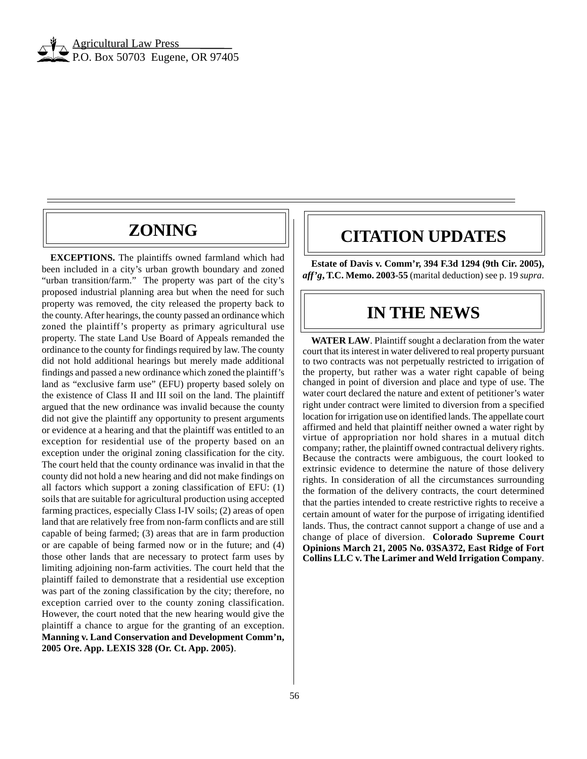Agricultural Law Press
P.O. Box 50703 Eugene, OR 97405

## ZONING

**EXCEPTIONS.** The plaintiffs owned farmland which had been included in a city's urban growth boundary and zoned "urban transition/farm." The property was part of the city's proposed industrial planning area but when the need for such property was removed, the city released the property back to the county. After hearings, the county passed an ordinance which zoned the plaintiff's property as primary agricultural use property. The state Land Use Board of Appeals remanded the ordinance to the county for findings required by law. The county did not hold additional hearings but merely made additional findings and passed a new ordinance which zoned the plaintiff's land as "exclusive farm use" (EFU) property based solely on the existence of Class II and III soil on the land. The plaintiff argued that the new ordinance was invalid because the county did not give the plaintiff any opportunity to present arguments or evidence at a hearing and that the plaintiff was entitled to an exception for residential use of the property based on an exception under the original zoning classification for the city. The court held that the county ordinance was invalid in that the county did not hold a new hearing and did not make findings on all factors which support a zoning classification of EFU: (1) soils that are suitable for agricultural production using accepted farming practices, especially Class I-IV soils; (2) areas of open land that are relatively free from non-farm conflicts and are still capable of being farmed; (3) areas that are in farm production or are capable of being farmed now or in the future; and (4) those other lands that are necessary to protect farm uses by limiting adjoining non-farm activities. The court held that the plaintiff failed to demonstrate that a residential use exception was part of the zoning classification by the city; therefore, no exception carried over to the county zoning classification. However, the court noted that the new hearing would give the plaintiff a chance to argue for the granting of an exception. **Manning v. Land Conservation and Development Comm'n, 2005 Ore. App. LEXIS 328 (Or. Ct. App. 2005)**.

## CITATION UPDATES

**Estate of Davis v. Comm'r, 394 F.3d 1294 (9th Cir. 2005),** ***aff'g*****, T.C. Memo. 2003-55** (marital deduction) see p. 19 *supra*.

## IN THE NEWS

**WATER LAW**. Plaintiff sought a declaration from the water court that its interest in water delivered to real property pursuant to two contracts was not perpetually restricted to irrigation of the property, but rather was a water right capable of being changed in point of diversion and place and type of use. The water court declared the nature and extent of petitioner's water right under contract were limited to diversion from a specified location for irrigation use on identified lands. The appellate court affirmed and held that plaintiff neither owned a water right by virtue of appropriation nor hold shares in a mutual ditch company; rather, the plaintiff owned contractual delivery rights. Because the contracts were ambiguous, the court looked to extrinsic evidence to determine the nature of those delivery rights. In consideration of all the circumstances surrounding the formation of the delivery contracts, the court determined that the parties intended to create restrictive rights to receive a certain amount of water for the purpose of irrigating identified lands. Thus, the contract cannot support a change of use and a change of place of diversion. **Colorado Supreme Court Opinions March 21, 2005 No. 03SA372, East Ridge of Fort Collins LLC v. The Larimer and Weld Irrigation Company**.